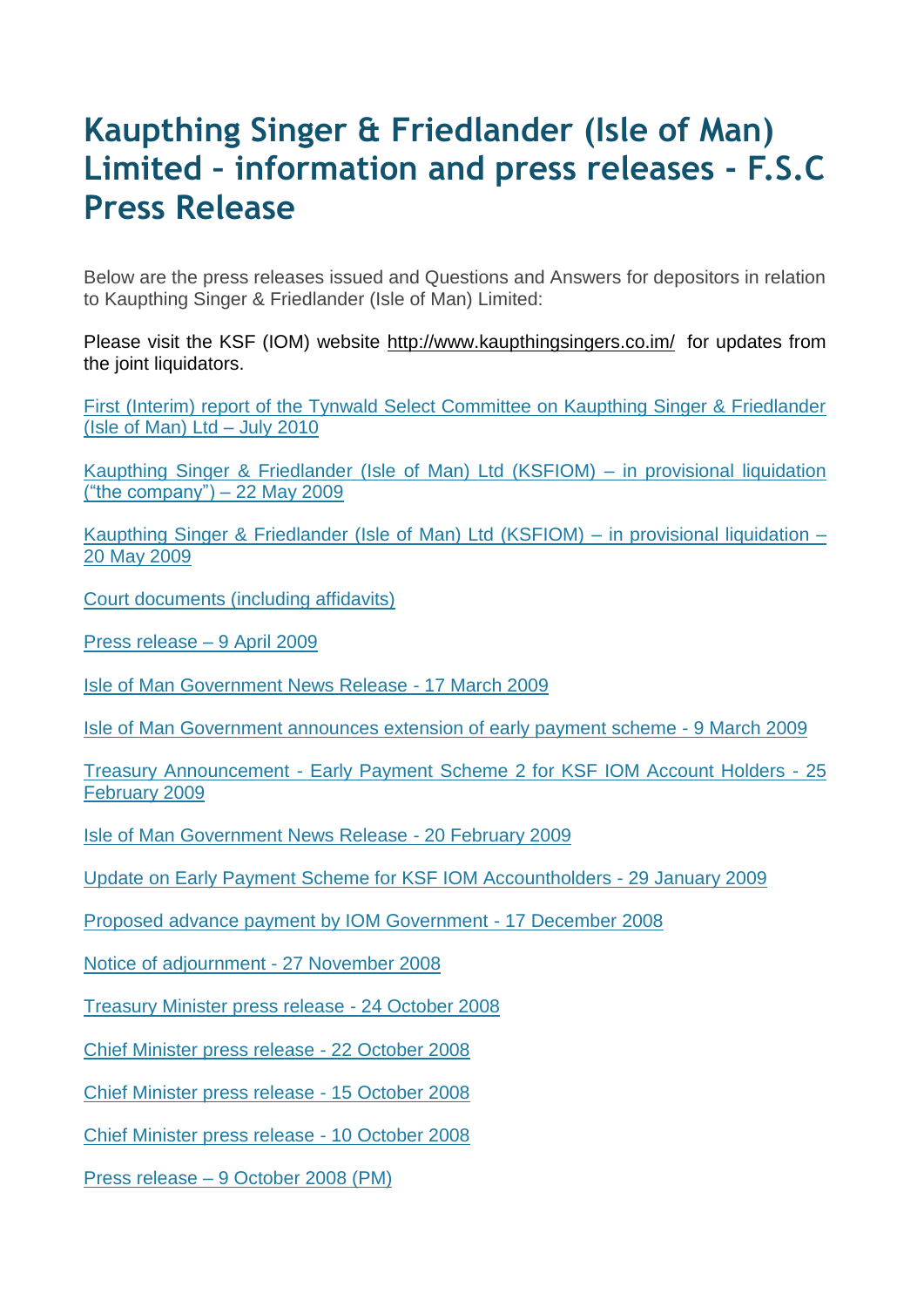# Kaupthing Singer & Friedlander (Isle of Man) Limited – information and press releases - F.S.C Press Release

Below are the press releases issued and Questions and Answers for depositors in relation to Kaupthing Singer & Friedlander (Isle of Man) Limited:

Please visit the KSF (IOM) website http://www.kaupthingsingers.co.im/ for updates from the joint liquidators.

First (Interim) report of the Tynwald Select Committee on Kaupthing Singer & Friedlander (Isle of Man) Ltd – July 2010

Kaupthing Singer & Friedlander (Isle of Man) Ltd (KSFIOM) – in provisional liquidation ("the company") – 22 May 2009

Kaupthing Singer & Friedlander (Isle of Man) Ltd (KSFIOM) – in provisional liquidation – 20 May 2009

Court documents (including affidavits)

Press release – 9 April 2009

Isle of Man Government News Release - 17 March 2009

Isle of Man Government announces extension of early payment scheme - 9 March 2009

Treasury Announcement - Early Payment Scheme 2 for KSF IOM Account Holders - 25 February 2009

Isle of Man Government News Release - 20 February 2009

Update on Early Payment Scheme for KSF IOM Accountholders - 29 January 2009

Proposed advance payment by IOM Government - 17 December 2008

Notice of adjournment - 27 November 2008

Treasury Minister press release - 24 October 2008

Chief Minister press release - 22 October 2008

Chief Minister press release - 15 October 2008

Chief Minister press release - 10 October 2008

Press release – 9 October 2008 (PM)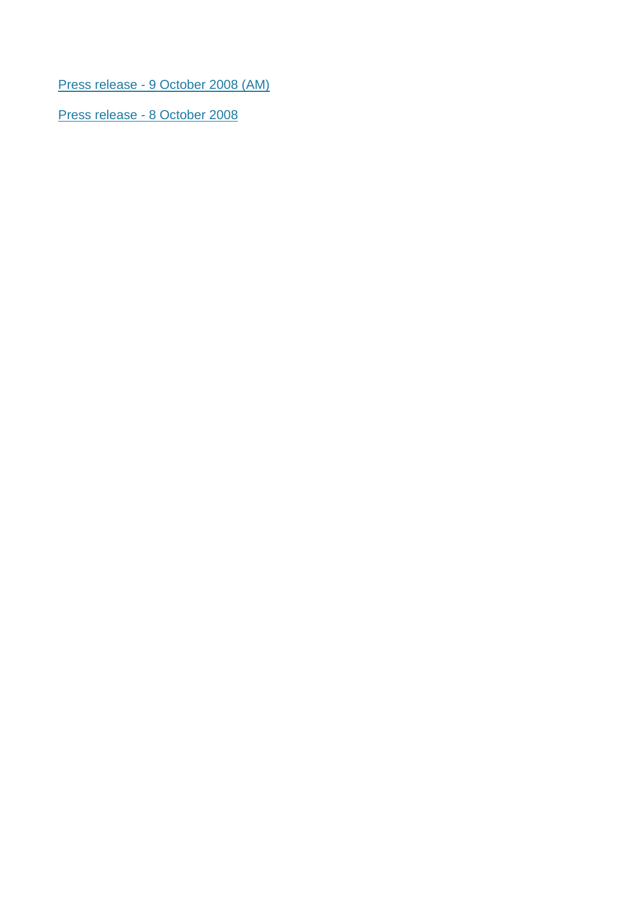Press release - 9 October 2008 (AM)

Press release - 8 October 2008